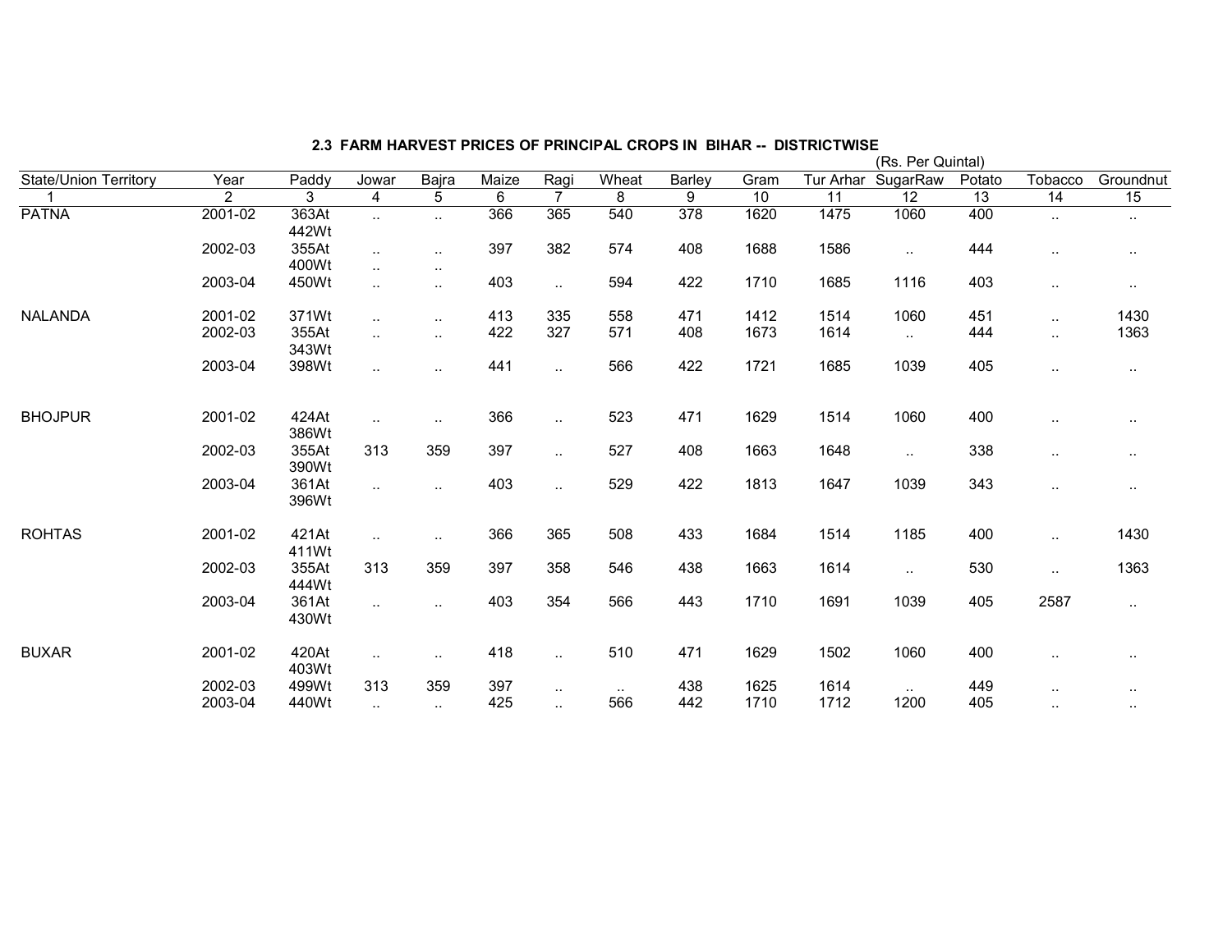### 2.3 FARM HARVEST PRICES OF PRINCIPAL CROPS IN BIHAR -- DISTRICTWISE

(Rs. Per Quintal)

| State/Union Territory | Year | Paddy | Jowar | Bajra | Maize | Ragi | Wheat | Barley | Gram | Tur Arhar | SugarRaw | Potato | Tobacco | Groundnut |
|---|---|---|---|---|---|---|---|---|---|---|---|---|---|---|
| 1 | 2 | 3 | 4 | 5 | 6 | 7 | 8 | 9 | 10 | 11 | 12 | 13 | 14 | 15 |
| PATNA | 2001-02 | 363At 442Wt | .. | .. | 366 | 365 | 540 | 378 | 1620 | 1475 | 1060 | 400 | .. | .. |
| | 2002-03 | 355At 400Wt | .. .. | .. .. | 397 | 382 | 574 | 408 | 1688 | 1586 | .. | 444 | .. | .. |
| | 2003-04 | 450Wt | .. | .. | 403 | .. | 594 | 422 | 1710 | 1685 | 1116 | 403 | .. | .. |
| NALANDA | 2001-02 | 371Wt | .. | .. | 413 | 335 | 558 | 471 | 1412 | 1514 | 1060 | 451 | .. | 1430 |
| | 2002-03 | 355At 343Wt | .. | .. | 422 | 327 | 571 | 408 | 1673 | 1614 | .. | 444 | .. | 1363 |
| | 2003-04 | 398Wt | .. | .. | 441 | .. | 566 | 422 | 1721 | 1685 | 1039 | 405 | .. | .. |
| BHOJPUR | 2001-02 | 424At 386Wt | .. | .. | 366 | .. | 523 | 471 | 1629 | 1514 | 1060 | 400 | .. | .. |
| | 2002-03 | 355At 390Wt | 313 | 359 | 397 | .. | 527 | 408 | 1663 | 1648 | .. | 338 | .. | .. |
| | 2003-04 | 361At 396Wt | .. | .. | 403 | .. | 529 | 422 | 1813 | 1647 | 1039 | 343 | .. | .. |
| ROHTAS | 2001-02 | 421At 411Wt | .. | .. | 366 | 365 | 508 | 433 | 1684 | 1514 | 1185 | 400 | .. | 1430 |
| | 2002-03 | 355At 444Wt | 313 | 359 | 397 | 358 | 546 | 438 | 1663 | 1614 | .. | 530 | .. | 1363 |
| | 2003-04 | 361At 430Wt | .. | .. | 403 | 354 | 566 | 443 | 1710 | 1691 | 1039 | 405 | 2587 | .. |
| BUXAR | 2001-02 | 420At 403Wt | .. | .. | 418 | .. | 510 | 471 | 1629 | 1502 | 1060 | 400 | .. | .. |
| | 2002-03 | 499Wt | 313 | 359 | 397 | .. | .. | 438 | 1625 | 1614 | .. | 449 | .. | .. |
| | 2003-04 | 440Wt | .. | .. | 425 | .. | 566 | 442 | 1710 | 1712 | 1200 | 405 | .. | .. |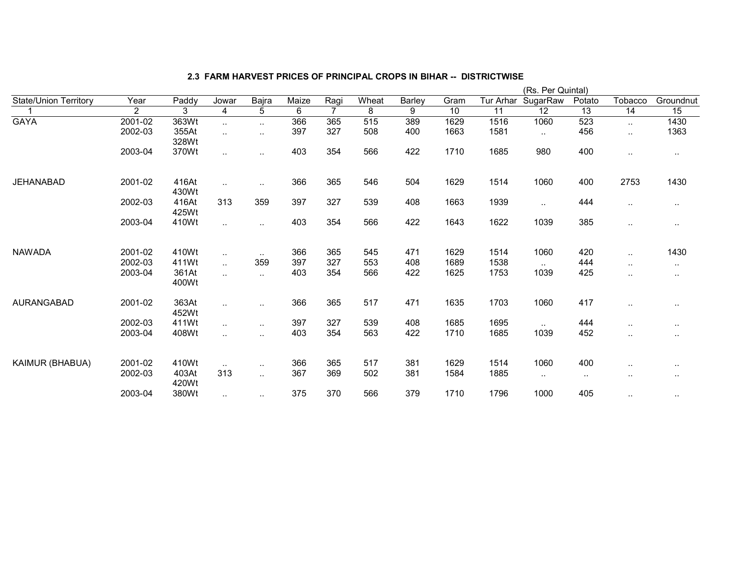### 2.3 FARM HARVEST PRICES OF PRINCIPAL CROPS IN BIHAR -- DISTRICTWISE

(Rs. Per Quintal)

| State/Union Territory | Year | Paddy | Jowar | Bajra | Maize | Ragi | Wheat | Barley | Gram | Tur Arhar | SugarRaw | Potato | Tobacco | Groundnut |
|---|---|---|---|---|---|---|---|---|---|---|---|---|---|---|
| 1 | 2 | 3 | 4 | 5 | 6 | 7 | 8 | 9 | 10 | 11 | 12 | 13 | 14 | 15 |
| GAYA | 2001-02 | 363Wt | .. | .. | 366 | 365 | 515 | 389 | 1629 | 1516 | 1060 | 523 | .. | 1430 |
| | 2002-03 | 355At 328Wt | .. | .. | 397 | 327 | 508 | 400 | 1663 | 1581 | .. | 456 | .. | 1363 |
| | 2003-04 | 370Wt | .. | .. | 403 | 354 | 566 | 422 | 1710 | 1685 | 980 | 400 | .. | .. |
| JEHANABAD | 2001-02 | 416At 430Wt | .. | .. | 366 | 365 | 546 | 504 | 1629 | 1514 | 1060 | 400 | 2753 | 1430 |
| | 2002-03 | 416At 425Wt | 313 | 359 | 397 | 327 | 539 | 408 | 1663 | 1939 | .. | 444 | .. | .. |
| | 2003-04 | 410Wt | .. | .. | 403 | 354 | 566 | 422 | 1643 | 1622 | 1039 | 385 | .. | .. |
| NAWADA | 2001-02 | 410Wt | .. | .. | 366 | 365 | 545 | 471 | 1629 | 1514 | 1060 | 420 | .. | 1430 |
| | 2002-03 | 411Wt | .. | 359 | 397 | 327 | 553 | 408 | 1689 | 1538 | .. | 444 | .. | .. |
| | 2003-04 | 361At 400Wt | .. | .. | 403 | 354 | 566 | 422 | 1625 | 1753 | 1039 | 425 | .. | .. |
| AURANGABAD | 2001-02 | 363At 452Wt | .. | .. | 366 | 365 | 517 | 471 | 1635 | 1703 | 1060 | 417 | .. | .. |
| | 2002-03 | 411Wt | .. | .. | 397 | 327 | 539 | 408 | 1685 | 1695 | .. | 444 | .. | .. |
| | 2003-04 | 408Wt | .. | .. | 403 | 354 | 563 | 422 | 1710 | 1685 | 1039 | 452 | .. | .. |
| KAIMUR (BHABUA) | 2001-02 | 410Wt | .. | .. | 366 | 365 | 517 | 381 | 1629 | 1514 | 1060 | 400 | .. | .. |
| | 2002-03 | 403At 420Wt | 313 | .. | 367 | 369 | 502 | 381 | 1584 | 1885 | .. | .. | .. | .. |
| | 2003-04 | 380Wt | .. | .. | 375 | 370 | 566 | 379 | 1710 | 1796 | 1000 | 405 | .. | .. |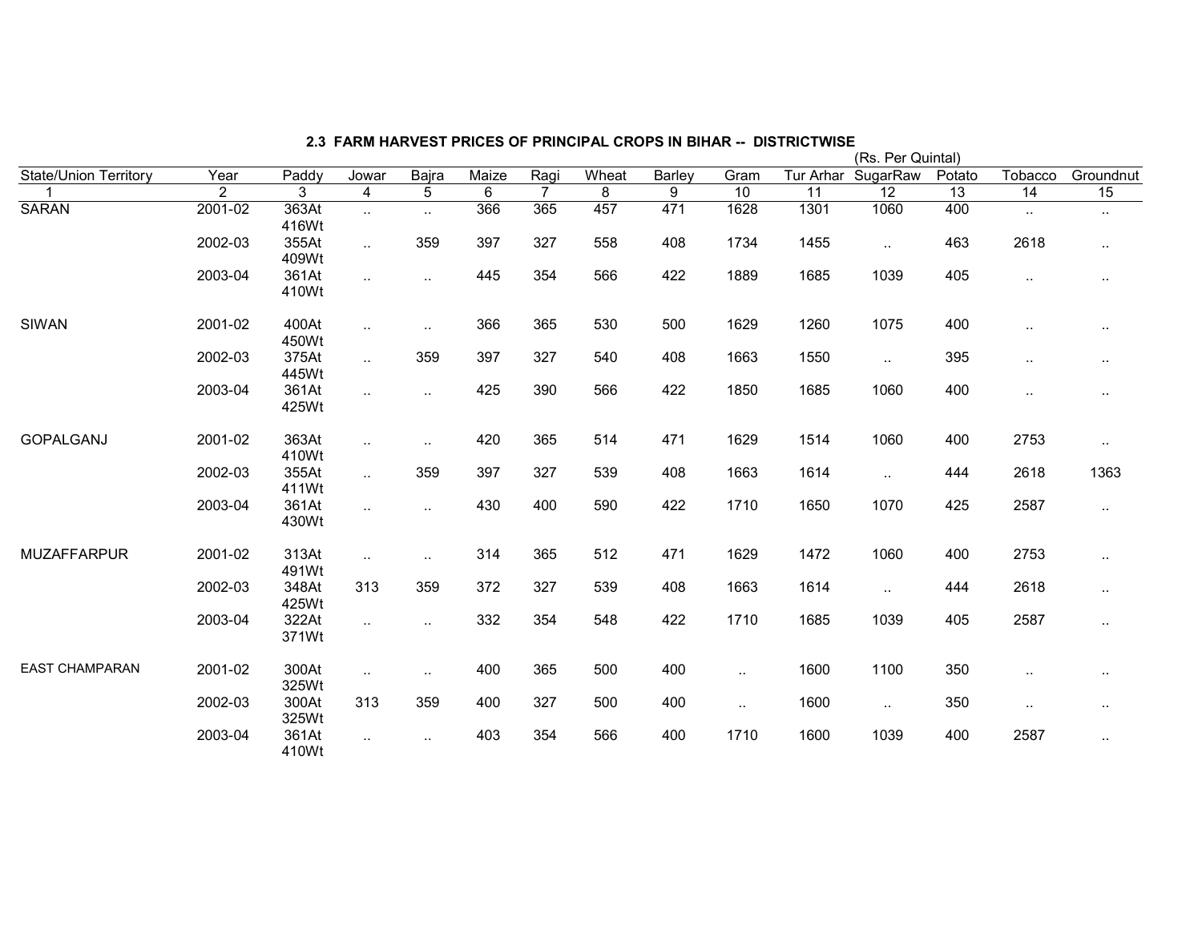## 2.3 FARM HARVEST PRICES OF PRINCIPAL CROPS IN BIHAR -- DISTRICTWISE

(Rs. Per Quintal)

| State/Union Territory | Year | Paddy | Jowar | Bajra | Maize | Ragi | Wheat | Barley | Gram | Tur Arhar | SugarRaw | Potato | Tobacco | Groundnut |
|---|---|---|---|---|---|---|---|---|---|---|---|---|---|---|
| 1 | 2 | 3 | 4 | 5 | 6 | 7 | 8 | 9 | 10 | 11 | 12 | 13 | 14 | 15 |
| SARAN | 2001-02 | 363At 416Wt | .. | .. | 366 | 365 | 457 | 471 | 1628 | 1301 | 1060 | 400 | .. | .. |
| | 2002-03 | 355At 409Wt | .. | 359 | 397 | 327 | 558 | 408 | 1734 | 1455 | .. | 463 | 2618 | .. |
| | 2003-04 | 361At 410Wt | .. | .. | 445 | 354 | 566 | 422 | 1889 | 1685 | 1039 | 405 | .. | .. |
| SIWAN | 2001-02 | 400At 450Wt | .. | .. | 366 | 365 | 530 | 500 | 1629 | 1260 | 1075 | 400 | .. | .. |
| | 2002-03 | 375At 445Wt | .. | 359 | 397 | 327 | 540 | 408 | 1663 | 1550 | .. | 395 | .. | .. |
| | 2003-04 | 361At 425Wt | .. | .. | 425 | 390 | 566 | 422 | 1850 | 1685 | 1060 | 400 | .. | .. |
| GOPALGANJ | 2001-02 | 363At 410Wt | .. | .. | 420 | 365 | 514 | 471 | 1629 | 1514 | 1060 | 400 | 2753 | .. |
| | 2002-03 | 355At 411Wt | .. | 359 | 397 | 327 | 539 | 408 | 1663 | 1614 | .. | 444 | 2618 | 1363 |
| | 2003-04 | 361At 430Wt | .. | .. | 430 | 400 | 590 | 422 | 1710 | 1650 | 1070 | 425 | 2587 | .. |
| MUZAFFARPUR | 2001-02 | 313At 491Wt | .. | .. | 314 | 365 | 512 | 471 | 1629 | 1472 | 1060 | 400 | 2753 | .. |
| | 2002-03 | 348At 425Wt | 313 | 359 | 372 | 327 | 539 | 408 | 1663 | 1614 | .. | 444 | 2618 | .. |
| | 2003-04 | 322At 371Wt | .. | .. | 332 | 354 | 548 | 422 | 1710 | 1685 | 1039 | 405 | 2587 | .. |
| EAST CHAMPARAN | 2001-02 | 300At 325Wt | .. | .. | 400 | 365 | 500 | 400 | .. | 1600 | 1100 | 350 | .. | .. |
| | 2002-03 | 300At 325Wt | 313 | 359 | 400 | 327 | 500 | 400 | .. | 1600 | .. | 350 | .. | .. |
| | 2003-04 | 361At 410Wt | .. | .. | 403 | 354 | 566 | 400 | 1710 | 1600 | 1039 | 400 | 2587 | .. |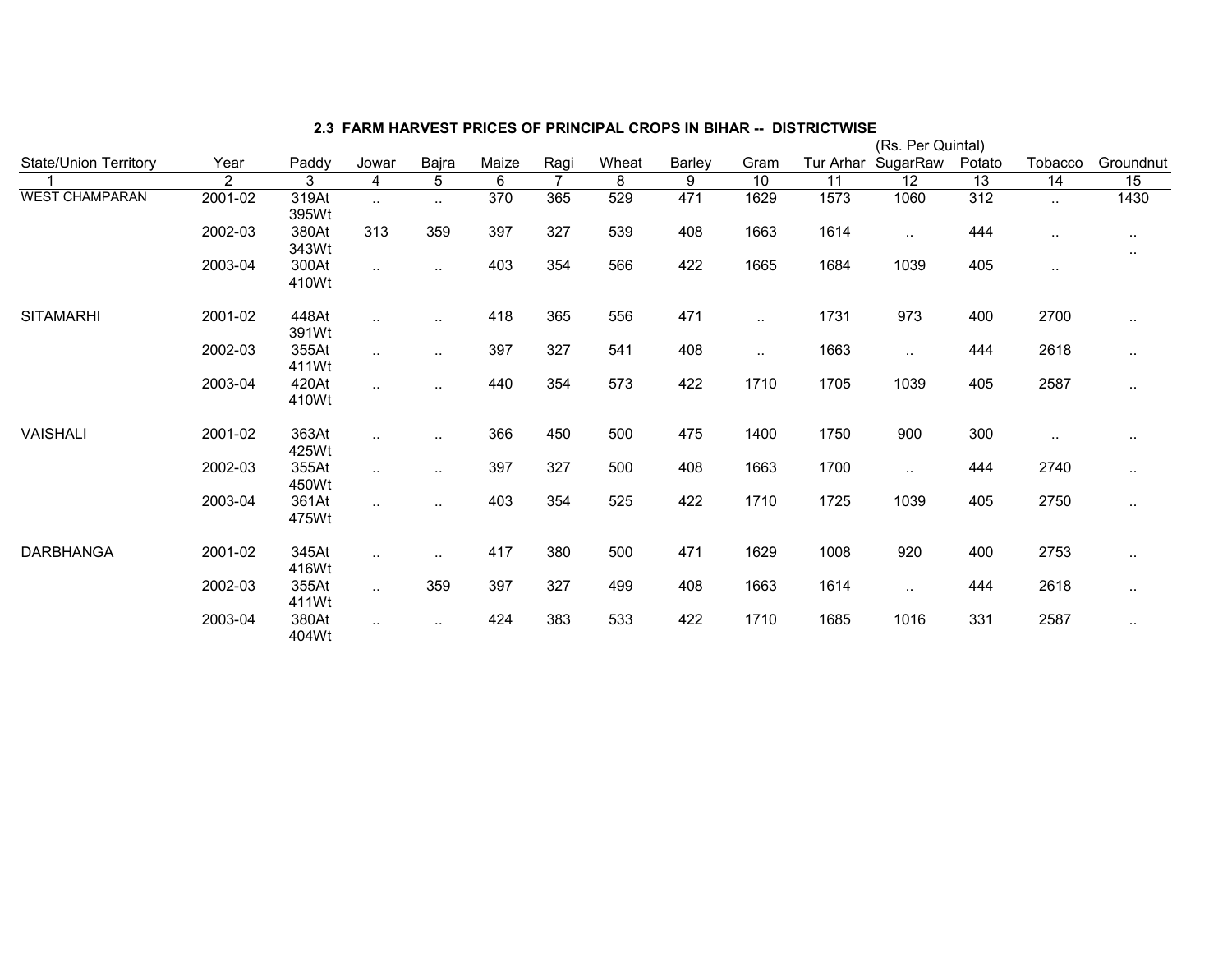## 2.3 FARM HARVEST PRICES OF PRINCIPAL CROPS IN BIHAR -- DISTRICTWISE

(Rs. Per Quintal)

| State/Union Territory | Year | Paddy | Jowar | Bajra | Maize | Ragi | Wheat | Barley | Gram | Tur Arhar | SugarRaw | Potato | Tobacco | Groundnut |
|---|---|---|---|---|---|---|---|---|---|---|---|---|---|---|
| 1 | 2 | 3 | 4 | 5 | 6 | 7 | 8 | 9 | 10 | 11 | 12 | 13 | 14 | 15 |
| WEST CHAMPARAN | 2001-02 | 319At 395Wt | .. | .. | 370 | 365 | 529 | 471 | 1629 | 1573 | 1060 | 312 | .. | 1430 |
| | 2002-03 | 380At 343Wt | 313 | 359 | 397 | 327 | 539 | 408 | 1663 | 1614 | .. | 444 | .. | .. .. |
| | 2003-04 | 300At 410Wt | .. | .. | 403 | 354 | 566 | 422 | 1665 | 1684 | 1039 | 405 | .. | |
| SITAMARHI | 2001-02 | 448At 391Wt | .. | .. | 418 | 365 | 556 | 471 | .. | 1731 | 973 | 400 | 2700 | .. |
| | 2002-03 | 355At 411Wt | .. | .. | 397 | 327 | 541 | 408 | .. | 1663 | .. | 444 | 2618 | .. |
| | 2003-04 | 420At 410Wt | .. | .. | 440 | 354 | 573 | 422 | 1710 | 1705 | 1039 | 405 | 2587 | .. |
| VAISHALI | 2001-02 | 363At 425Wt | .. | .. | 366 | 450 | 500 | 475 | 1400 | 1750 | 900 | 300 | .. | .. |
| | 2002-03 | 355At 450Wt | .. | .. | 397 | 327 | 500 | 408 | 1663 | 1700 | .. | 444 | 2740 | .. |
| | 2003-04 | 361At 475Wt | .. | .. | 403 | 354 | 525 | 422 | 1710 | 1725 | 1039 | 405 | 2750 | .. |
| DARBHANGA | 2001-02 | 345At 416Wt | .. | .. | 417 | 380 | 500 | 471 | 1629 | 1008 | 920 | 400 | 2753 | .. |
| | 2002-03 | 355At 411Wt | .. | 359 | 397 | 327 | 499 | 408 | 1663 | 1614 | .. | 444 | 2618 | .. |
| | 2003-04 | 380At 404Wt | .. | .. | 424 | 383 | 533 | 422 | 1710 | 1685 | 1016 | 331 | 2587 | .. |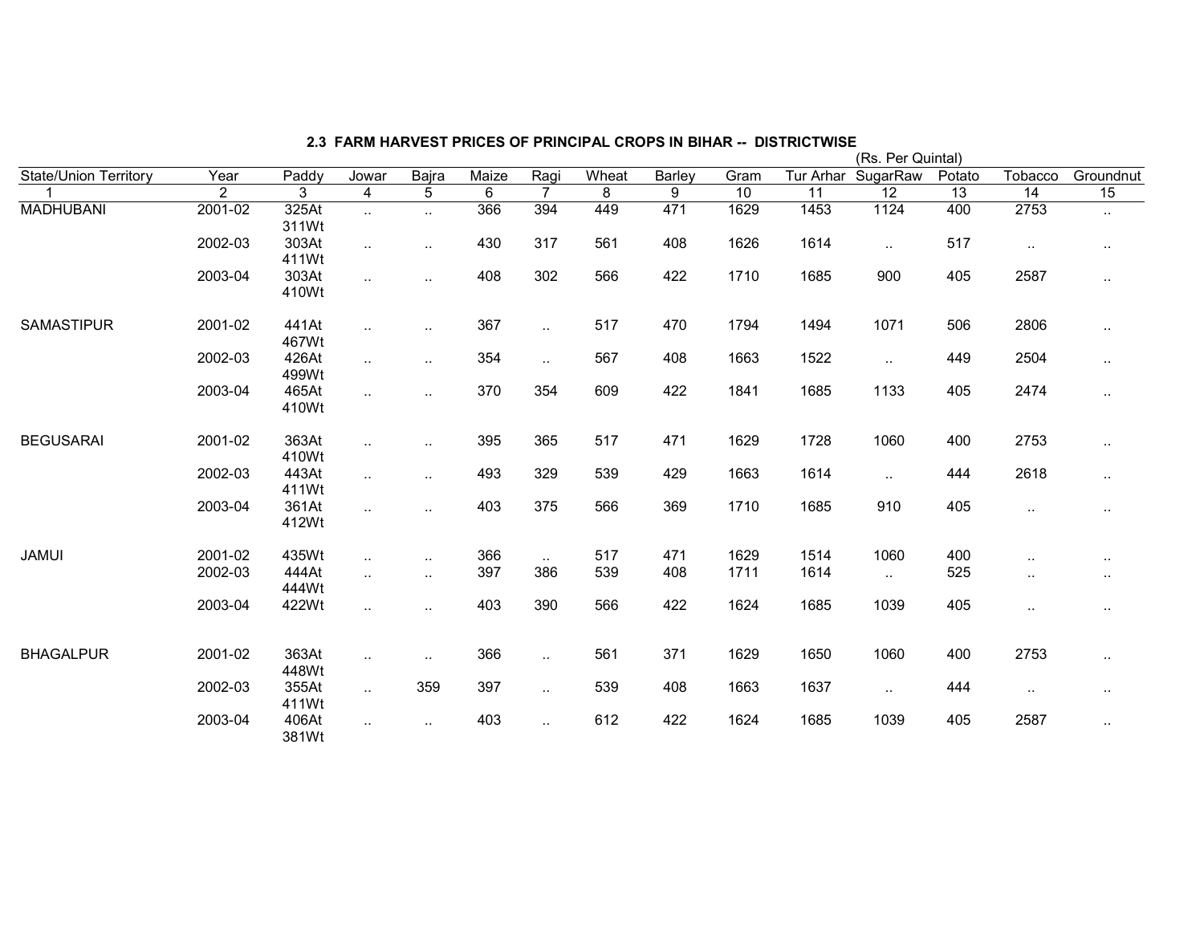### 2.3 FARM HARVEST PRICES OF PRINCIPAL CROPS IN BIHAR -- DISTRICTWISE

(Rs. Per Quintal)

| State/Union Territory | Year | Paddy | Jowar | Bajra | Maize | Ragi | Wheat | Barley | Gram | Tur Arhar | SugarRaw | Potato | Tobacco | Groundnut |
|---|---|---|---|---|---|---|---|---|---|---|---|---|---|---|
| 1 | 2 | 3 | 4 | 5 | 6 | 7 | 8 | 9 | 10 | 11 | 12 | 13 | 14 | 15 |
| MADHUBANI | 2001-02 | 325At 311Wt | .. | .. | 366 | 394 | 449 | 471 | 1629 | 1453 | 1124 | 400 | 2753 | .. |
| | 2002-03 | 303At 411Wt | .. | .. | 430 | 317 | 561 | 408 | 1626 | 1614 | .. | 517 | .. | .. |
| | 2003-04 | 303At 410Wt | .. | .. | 408 | 302 | 566 | 422 | 1710 | 1685 | 900 | 405 | 2587 | .. |
| SAMASTIPUR | 2001-02 | 441At 467Wt | .. | .. | 367 | .. | 517 | 470 | 1794 | 1494 | 1071 | 506 | 2806 | .. |
| | 2002-03 | 426At 499Wt | .. | .. | 354 | .. | 567 | 408 | 1663 | 1522 | .. | 449 | 2504 | .. |
| | 2003-04 | 465At 410Wt | .. | .. | 370 | 354 | 609 | 422 | 1841 | 1685 | 1133 | 405 | 2474 | .. |
| BEGUSARAI | 2001-02 | 363At 410Wt | .. | .. | 395 | 365 | 517 | 471 | 1629 | 1728 | 1060 | 400 | 2753 | .. |
| | 2002-03 | 443At 411Wt | .. | .. | 493 | 329 | 539 | 429 | 1663 | 1614 | .. | 444 | 2618 | .. |
| | 2003-04 | 361At 412Wt | .. | .. | 403 | 375 | 566 | 369 | 1710 | 1685 | 910 | 405 | .. | .. |
| JAMUI | 2001-02 | 435Wt | .. | .. | 366 | .. | 517 | 471 | 1629 | 1514 | 1060 | 400 | .. | .. |
| | 2002-03 | 444At 444Wt | .. | .. | 397 | 386 | 539 | 408 | 1711 | 1614 | .. | 525 | .. | .. |
| | 2003-04 | 422Wt | .. | .. | 403 | 390 | 566 | 422 | 1624 | 1685 | 1039 | 405 | .. | .. |
| BHAGALPUR | 2001-02 | 363At 448Wt | .. | .. | 366 | .. | 561 | 371 | 1629 | 1650 | 1060 | 400 | 2753 | .. |
| | 2002-03 | 355At 411Wt | .. | 359 | 397 | .. | 539 | 408 | 1663 | 1637 | .. | 444 | .. | .. |
| | 2003-04 | 406At 381Wt | .. | .. | 403 | .. | 612 | 422 | 1624 | 1685 | 1039 | 405 | 2587 | .. |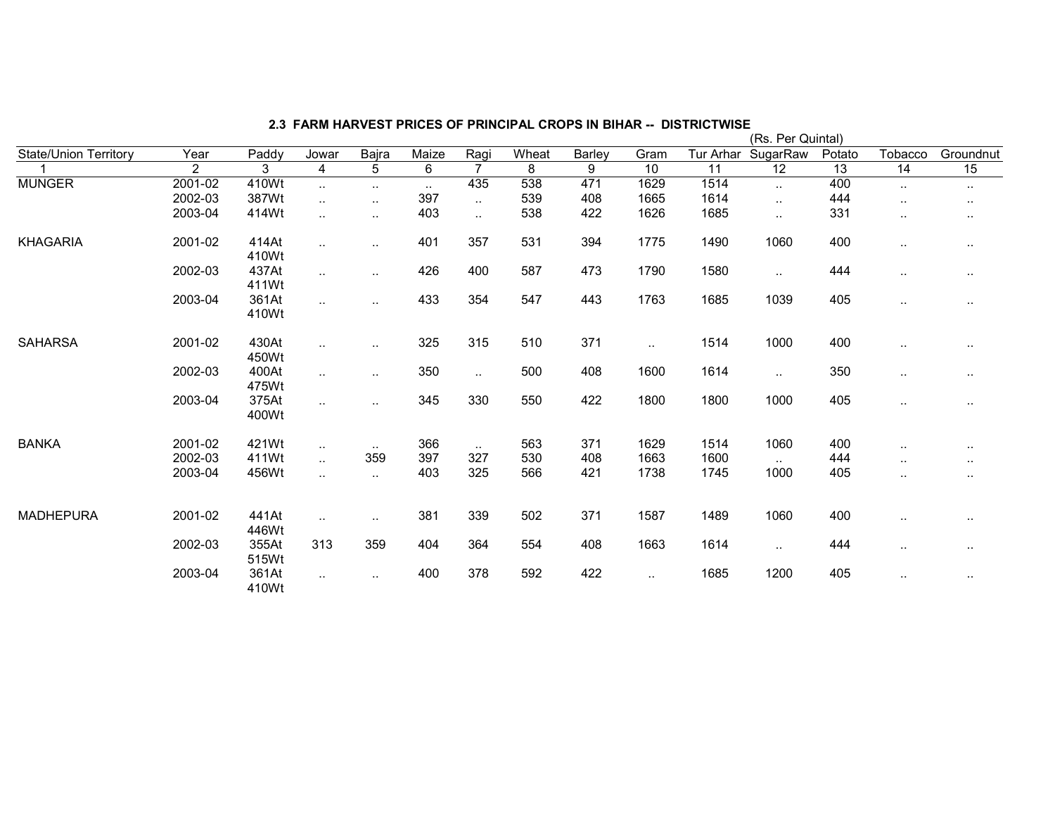## 2.3 FARM HARVEST PRICES OF PRINCIPAL CROPS IN BIHAR -- DISTRICTWISE

(Rs. Per Quintal)

| State/Union Territory | Year | Paddy | Jowar | Bajra | Maize | Ragi | Wheat | Barley | Gram | Tur Arhar | SugarRaw | Potato | Tobacco | Groundnut |
|---|---|---|---|---|---|---|---|---|---|---|---|---|---|---|
| 1 | 2 | 3 | 4 | 5 | 6 | 7 | 8 | 9 | 10 | 11 | 12 | 13 | 14 | 15 |
| MUNGER | 2001-02 | 410Wt | .. | .. | .. | 435 | 538 | 471 | 1629 | 1514 | .. | 400 | .. | .. |
| | 2002-03 | 387Wt | .. | .. | 397 | .. | 539 | 408 | 1665 | 1614 | .. | 444 | .. | .. |
| | 2003-04 | 414Wt | .. | .. | 403 | .. | 538 | 422 | 1626 | 1685 | .. | 331 | .. | .. |
| KHAGARIA | 2001-02 | 414At 410Wt | .. | .. | 401 | 357 | 531 | 394 | 1775 | 1490 | 1060 | 400 | .. | .. |
| | 2002-03 | 437At 411Wt | .. | .. | 426 | 400 | 587 | 473 | 1790 | 1580 | .. | 444 | .. | .. |
| | 2003-04 | 361At 410Wt | .. | .. | 433 | 354 | 547 | 443 | 1763 | 1685 | 1039 | 405 | .. | .. |
| SAHARSA | 2001-02 | 430At 450Wt | .. | .. | 325 | 315 | 510 | 371 | .. | 1514 | 1000 | 400 | .. | .. |
| | 2002-03 | 400At 475Wt | .. | .. | 350 | .. | 500 | 408 | 1600 | 1614 | .. | 350 | .. | .. |
| | 2003-04 | 375At 400Wt | .. | .. | 345 | 330 | 550 | 422 | 1800 | 1800 | 1000 | 405 | .. | .. |
| BANKA | 2001-02 | 421Wt | .. | .. | 366 | .. | 563 | 371 | 1629 | 1514 | 1060 | 400 | .. | .. |
| | 2002-03 | 411Wt | .. | 359 | 397 | 327 | 530 | 408 | 1663 | 1600 | .. | 444 | .. | .. |
| | 2003-04 | 456Wt | .. | .. | 403 | 325 | 566 | 421 | 1738 | 1745 | 1000 | 405 | .. | .. |
| MADHEPURA | 2001-02 | 441At 446Wt | .. | .. | 381 | 339 | 502 | 371 | 1587 | 1489 | 1060 | 400 | .. | .. |
| | 2002-03 | 355At 515Wt | 313 | 359 | 404 | 364 | 554 | 408 | 1663 | 1614 | .. | 444 | .. | .. |
| | 2003-04 | 361At 410Wt | .. | .. | 400 | 378 | 592 | 422 | .. | 1685 | 1200 | 405 | .. | .. |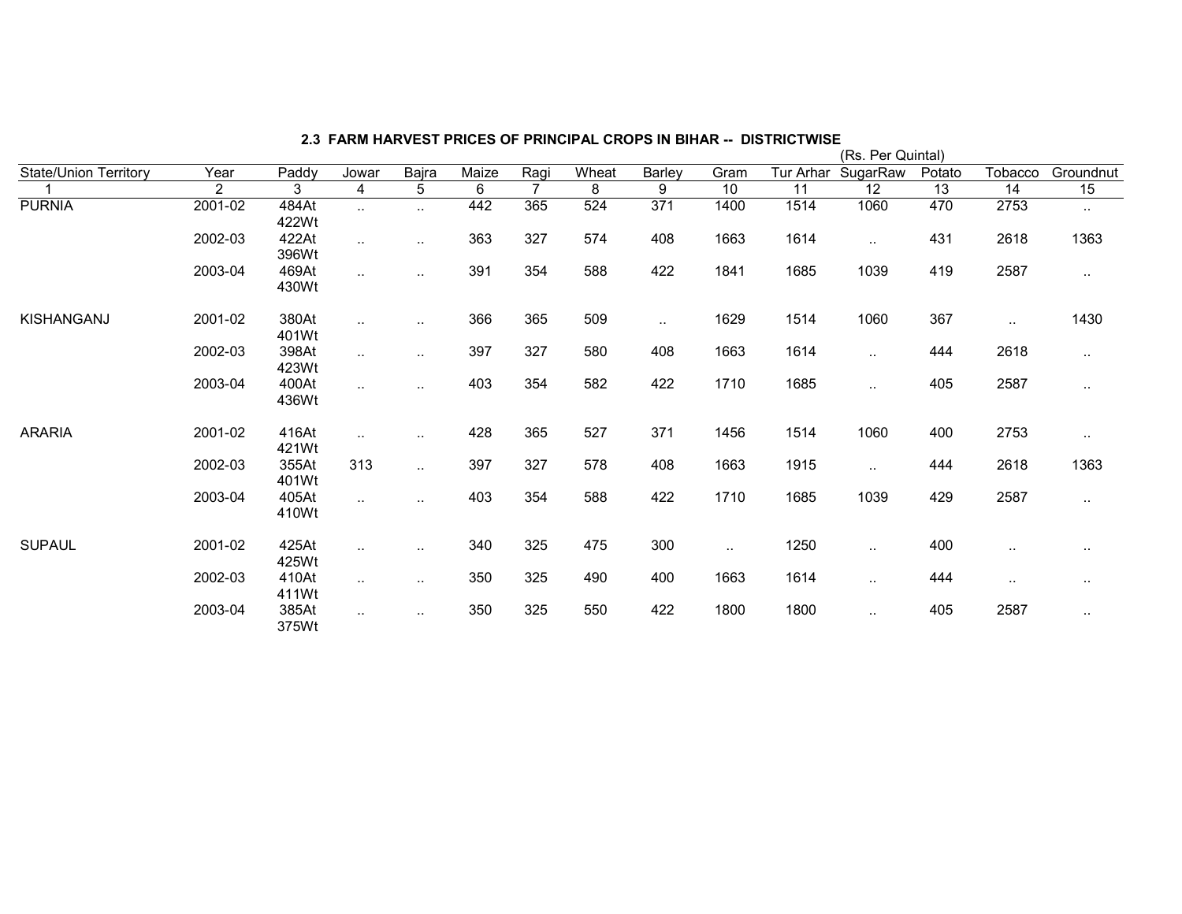## 2.3 FARM HARVEST PRICES OF PRINCIPAL CROPS IN BIHAR -- DISTRICTWISE

(Rs. Per Quintal)

| State/Union Territory | Year | Paddy | Jowar | Bajra | Maize | Ragi | Wheat | Barley | Gram | Tur Arhar | SugarRaw | Potato | Tobacco | Groundnut |
|---|---|---|---|---|---|---|---|---|---|---|---|---|---|---|
| 1 | 2 | 3 | 4 | 5 | 6 | 7 | 8 | 9 | 10 | 11 | 12 | 13 | 14 | 15 |
| PURNIA | 2001-02 | 484At 422Wt | .. | .. | 442 | 365 | 524 | 371 | 1400 | 1514 | 1060 | 470 | 2753 | .. |
| | 2002-03 | 422At 396Wt | .. | .. | 363 | 327 | 574 | 408 | 1663 | 1614 | .. | 431 | 2618 | 1363 |
| | 2003-04 | 469At 430Wt | .. | .. | 391 | 354 | 588 | 422 | 1841 | 1685 | 1039 | 419 | 2587 | .. |
| KISHANGANJ | 2001-02 | 380At 401Wt | .. | .. | 366 | 365 | 509 | .. | 1629 | 1514 | 1060 | 367 | .. | 1430 |
| | 2002-03 | 398At 423Wt | .. | .. | 397 | 327 | 580 | 408 | 1663 | 1614 | .. | 444 | 2618 | .. |
| | 2003-04 | 400At 436Wt | .. | .. | 403 | 354 | 582 | 422 | 1710 | 1685 | .. | 405 | 2587 | .. |
| ARARIA | 2001-02 | 416At 421Wt | .. | .. | 428 | 365 | 527 | 371 | 1456 | 1514 | 1060 | 400 | 2753 | .. |
| | 2002-03 | 355At 401Wt | 313 | .. | 397 | 327 | 578 | 408 | 1663 | 1915 | .. | 444 | 2618 | 1363 |
| | 2003-04 | 405At 410Wt | .. | .. | 403 | 354 | 588 | 422 | 1710 | 1685 | 1039 | 429 | 2587 | .. |
| SUPAUL | 2001-02 | 425At 425Wt | .. | .. | 340 | 325 | 475 | 300 | .. | 1250 | .. | 400 | .. | .. |
| | 2002-03 | 410At 411Wt | .. | .. | 350 | 325 | 490 | 400 | 1663 | 1614 | .. | 444 | .. | .. |
| | 2003-04 | 385At 375Wt | .. | .. | 350 | 325 | 550 | 422 | 1800 | 1800 | .. | 405 | 2587 | .. |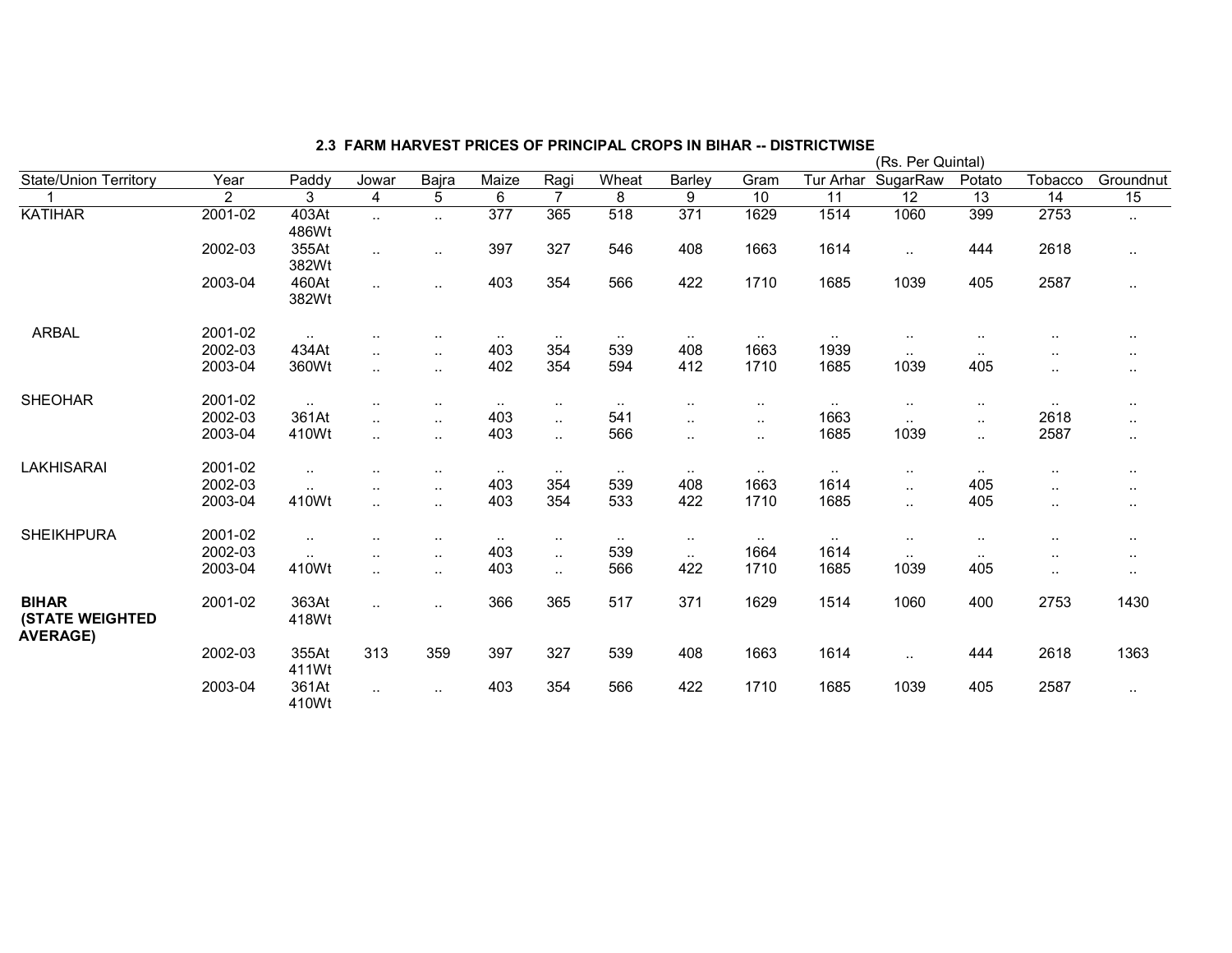## 2.3 FARM HARVEST PRICES OF PRINCIPAL CROPS IN BIHAR -- DISTRICTWISE

(Rs. Per Quintal)

| State/Union Territory | Year | Paddy | Jowar | Bajra | Maize | Ragi | Wheat | Barley | Gram | Tur Arhar | SugarRaw | Potato | Tobacco | Groundnut |
|---|---|---|---|---|---|---|---|---|---|---|---|---|---|---|
| 1 | 2 | 3 | 4 | 5 | 6 | 7 | 8 | 9 | 10 | 11 | 12 | 13 | 14 | 15 |
| KATIHAR | 2001-02 | 403At 486Wt | .. | .. | 377 | 365 | 518 | 371 | 1629 | 1514 | 1060 | 399 | 2753 | .. |
| | 2002-03 | 355At 382Wt | .. | .. | 397 | 327 | 546 | 408 | 1663 | 1614 | .. | 444 | 2618 | .. |
| | 2003-04 | 460At 382Wt | .. | .. | 403 | 354 | 566 | 422 | 1710 | 1685 | 1039 | 405 | 2587 | .. |
| ARBAL | 2001-02 | .. | .. | .. | .. | .. | .. | .. | .. | .. | .. | .. | .. | .. |
| | 2002-03 | 434At | .. | .. | 403 | 354 | 539 | 408 | 1663 | 1939 | .. | .. | .. | .. |
| | 2003-04 | 360Wt | .. | .. | 402 | 354 | 594 | 412 | 1710 | 1685 | 1039 | 405 | .. | .. |
| SHEOHAR | 2001-02 | .. | .. | .. | .. | .. | .. | .. | .. | .. | .. | .. | .. | .. |
| | 2002-03 | 361At | .. | .. | 403 | .. | 541 | .. | .. | 1663 | .. | .. | 2618 | .. |
| | 2003-04 | 410Wt | .. | .. | 403 | .. | 566 | .. | .. | 1685 | 1039 | .. | 2587 | .. |
| LAKHISARAI | 2001-02 | .. | .. | .. | .. | .. | .. | .. | .. | .. | .. | .. | .. | .. |
| | 2002-03 | .. | .. | .. | 403 | 354 | 539 | 408 | 1663 | 1614 | .. | 405 | .. | .. |
| | 2003-04 | 410Wt | .. | .. | 403 | 354 | 533 | 422 | 1710 | 1685 | .. | 405 | .. | .. |
| SHEIKHPURA | 2001-02 | .. | .. | .. | .. | .. | .. | .. | .. | .. | .. | .. | .. | .. |
| | 2002-03 | .. | .. | .. | 403 | .. | 539 | .. | 1664 | 1614 | .. | .. | .. | .. |
| | 2003-04 | 410Wt | .. | .. | 403 | .. | 566 | 422 | 1710 | 1685 | 1039 | 405 | .. | .. |
| **BIHAR (STATE WEIGHTED AVERAGE)** | 2001-02 | 363At 418Wt | .. | .. | 366 | 365 | 517 | 371 | 1629 | 1514 | 1060 | 400 | 2753 | 1430 |
| | 2002-03 | 355At 411Wt | 313 | 359 | 397 | 327 | 539 | 408 | 1663 | 1614 | .. | 444 | 2618 | 1363 |
| | 2003-04 | 361At 410Wt | .. | .. | 403 | 354 | 566 | 422 | 1710 | 1685 | 1039 | 405 | 2587 | .. |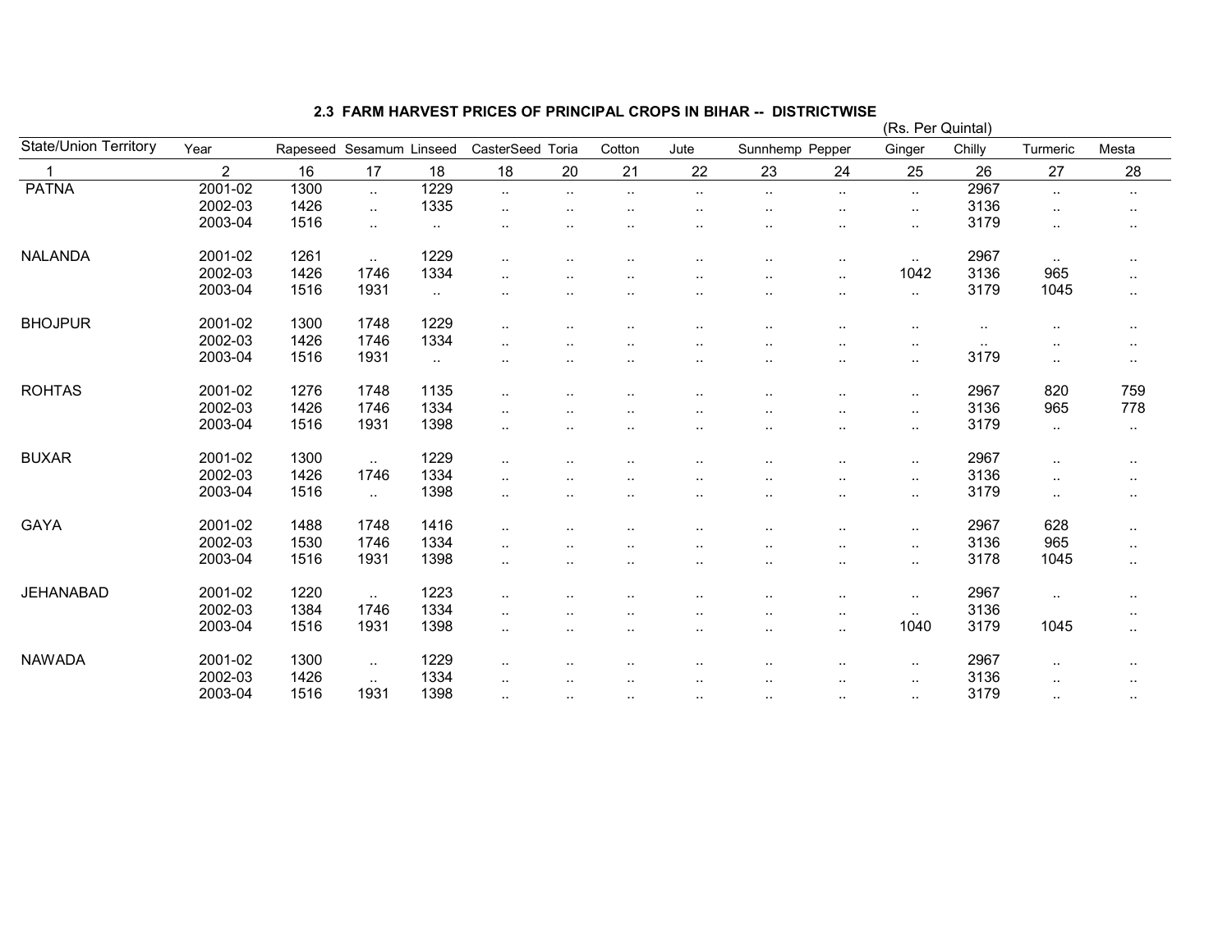## 2.3 FARM HARVEST PRICES OF PRINCIPAL CROPS IN BIHAR -- DISTRICTWISE

(Rs. Per Quintal)

| State/Union Territory | Year | Rapeseed | Sesamum | Linseed | CasterSeed | Toria | Cotton | Jute | Sunnhemp | Pepper | Ginger | Chilly | Turmeric | Mesta |
|---|---|---|---|---|---|---|---|---|---|---|---|---|---|---|
| 1 | 2 | 16 | 17 | 18 | 18 | 20 | 21 | 22 | 23 | 24 | 25 | 26 | 27 | 28 |
| PATNA | 2001-02 | 1300 | .. | 1229 | .. | .. | .. | .. | .. | .. | .. | 2967 | .. | .. |
| | 2002-03 | 1426 | .. | 1335 | .. | .. | .. | .. | .. | .. | .. | 3136 | .. | .. |
| | 2003-04 | 1516 | .. | .. | .. | .. | .. | .. | .. | .. | .. | 3179 | .. | .. |
| NALANDA | 2001-02 | 1261 | .. | 1229 | .. | .. | .. | .. | .. | .. | .. | 2967 | .. | .. |
| | 2002-03 | 1426 | 1746 | 1334 | .. | .. | .. | .. | .. | .. | 1042 | 3136 | 965 | .. |
| | 2003-04 | 1516 | 1931 | .. | .. | .. | .. | .. | .. | .. | .. | 3179 | 1045 | .. |
| BHOJPUR | 2001-02 | 1300 | 1748 | 1229 | .. | .. | .. | .. | .. | .. | .. | .. | .. | .. |
| | 2002-03 | 1426 | 1746 | 1334 | .. | .. | .. | .. | .. | .. | .. | .. | .. | .. |
| | 2003-04 | 1516 | 1931 | .. | .. | .. | .. | .. | .. | .. | .. | 3179 | .. | .. |
| ROHTAS | 2001-02 | 1276 | 1748 | 1135 | .. | .. | .. | .. | .. | .. | .. | 2967 | 820 | 759 |
| | 2002-03 | 1426 | 1746 | 1334 | .. | .. | .. | .. | .. | .. | .. | 3136 | 965 | 778 |
| | 2003-04 | 1516 | 1931 | 1398 | .. | .. | .. | .. | .. | .. | .. | 3179 | .. | .. |
| BUXAR | 2001-02 | 1300 | .. | 1229 | .. | .. | .. | .. | .. | .. | .. | 2967 | .. | .. |
| | 2002-03 | 1426 | 1746 | 1334 | .. | .. | .. | .. | .. | .. | .. | 3136 | .. | .. |
| | 2003-04 | 1516 | .. | 1398 | .. | .. | .. | .. | .. | .. | .. | 3179 | .. | .. |
| GAYA | 2001-02 | 1488 | 1748 | 1416 | .. | .. | .. | .. | .. | .. | .. | 2967 | 628 | .. |
| | 2002-03 | 1530 | 1746 | 1334 | .. | .. | .. | .. | .. | .. | .. | 3136 | 965 | .. |
| | 2003-04 | 1516 | 1931 | 1398 | .. | .. | .. | .. | .. | .. | .. | 3178 | 1045 | .. |
| JEHANABAD | 2001-02 | 1220 | .. | 1223 | .. | .. | .. | .. | .. | .. | .. | 2967 | .. | .. |
| | 2002-03 | 1384 | 1746 | 1334 | .. | .. | .. | .. | .. | .. | .. | 3136 | | .. |
| | 2003-04 | 1516 | 1931 | 1398 | .. | .. | .. | .. | .. | .. | 1040 | 3179 | 1045 | .. |
| NAWADA | 2001-02 | 1300 | .. | 1229 | .. | .. | .. | .. | .. | .. | .. | 2967 | .. | .. |
| | 2002-03 | 1426 | .. | 1334 | .. | .. | .. | .. | .. | .. | .. | 3136 | .. | .. |
| | 2003-04 | 1516 | 1931 | 1398 | .. | .. | .. | .. | .. | .. | .. | 3179 | .. | .. |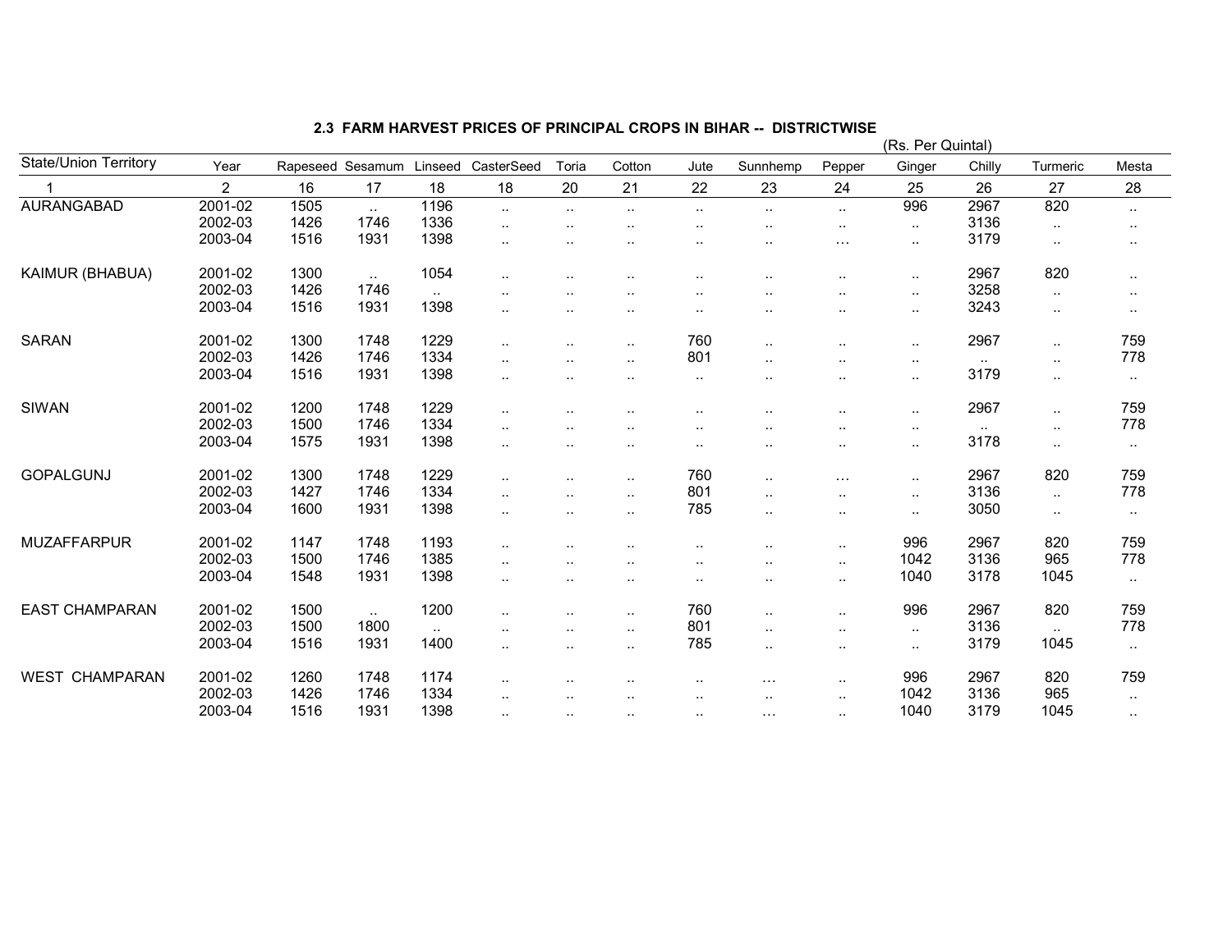## 2.3 FARM HARVEST PRICES OF PRINCIPAL CROPS IN BIHAR -- DISTRICTWISE

(Rs. Per Quintal)

| State/Union Territory | Year | Rapeseed | Sesamum | Linseed | CasterSeed | Toria | Cotton | Jute | Sunnhemp | Pepper | Ginger | Chilly | Turmeric | Mesta |
|---|---|---|---|---|---|---|---|---|---|---|---|---|---|---|
| 1 | 2 | 16 | 17 | 18 | 18 | 20 | 21 | 22 | 23 | 24 | 25 | 26 | 27 | 28 |
| AURANGABAD | 2001-02 | 1505 | .. | 1196 | .. | .. | .. | .. | .. | .. | 996 | 2967 | 820 | .. |
| | 2002-03 | 1426 | 1746 | 1336 | .. | .. | .. | .. | .. | .. | .. | 3136 | .. | .. |
| | 2003-04 | 1516 | 1931 | 1398 | .. | .. | .. | .. | .. | ... | .. | 3179 | .. | .. |
| KAIMUR (BHABUA) | 2001-02 | 1300 | .. | 1054 | .. | .. | .. | .. | .. | .. | .. | 2967 | 820 | .. |
| | 2002-03 | 1426 | 1746 | .. | .. | .. | .. | .. | .. | .. | .. | 3258 | .. | .. |
| | 2003-04 | 1516 | 1931 | 1398 | .. | .. | .. | .. | .. | .. | .. | 3243 | .. | .. |
| SARAN | 2001-02 | 1300 | 1748 | 1229 | .. | .. | .. | 760 | .. | .. | .. | 2967 | .. | 759 |
| | 2002-03 | 1426 | 1746 | 1334 | .. | .. | .. | 801 | .. | .. | .. | .. | .. | 778 |
| | 2003-04 | 1516 | 1931 | 1398 | .. | .. | .. | .. | .. | .. | .. | 3179 | .. | .. |
| SIWAN | 2001-02 | 1200 | 1748 | 1229 | .. | .. | .. | .. | .. | .. | .. | 2967 | .. | 759 |
| | 2002-03 | 1500 | 1746 | 1334 | .. | .. | .. | .. | .. | .. | .. | .. | .. | 778 |
| | 2003-04 | 1575 | 1931 | 1398 | .. | .. | .. | .. | .. | .. | .. | 3178 | .. | .. |
| GOPALGUNJ | 2001-02 | 1300 | 1748 | 1229 | .. | .. | .. | 760 | .. | ... | .. | 2967 | 820 | 759 |
| | 2002-03 | 1427 | 1746 | 1334 | .. | .. | .. | 801 | .. | .. | .. | 3136 | .. | 778 |
| | 2003-04 | 1600 | 1931 | 1398 | .. | .. | .. | 785 | .. | .. | .. | 3050 | .. | .. |
| MUZAFFARPUR | 2001-02 | 1147 | 1748 | 1193 | .. | .. | .. | .. | .. | .. | 996 | 2967 | 820 | 759 |
| | 2002-03 | 1500 | 1746 | 1385 | .. | .. | .. | .. | .. | .. | 1042 | 3136 | 965 | 778 |
| | 2003-04 | 1548 | 1931 | 1398 | .. | .. | .. | .. | .. | .. | 1040 | 3178 | 1045 | .. |
| EAST CHAMPARAN | 2001-02 | 1500 | .. | 1200 | .. | .. | .. | 760 | .. | .. | 996 | 2967 | 820 | 759 |
| | 2002-03 | 1500 | 1800 | .. | .. | .. | .. | 801 | .. | .. | .. | 3136 | .. | 778 |
| | 2003-04 | 1516 | 1931 | 1400 | .. | .. | .. | 785 | .. | .. | .. | 3179 | 1045 | .. |
| WEST CHAMPARAN | 2001-02 | 1260 | 1748 | 1174 | .. | .. | .. | .. | ... | .. | 996 | 2967 | 820 | 759 |
| | 2002-03 | 1426 | 1746 | 1334 | .. | .. | .. | .. | .. | .. | 1042 | 3136 | 965 | .. |
| | 2003-04 | 1516 | 1931 | 1398 | .. | .. | .. | .. | ... | .. | 1040 | 3179 | 1045 | .. |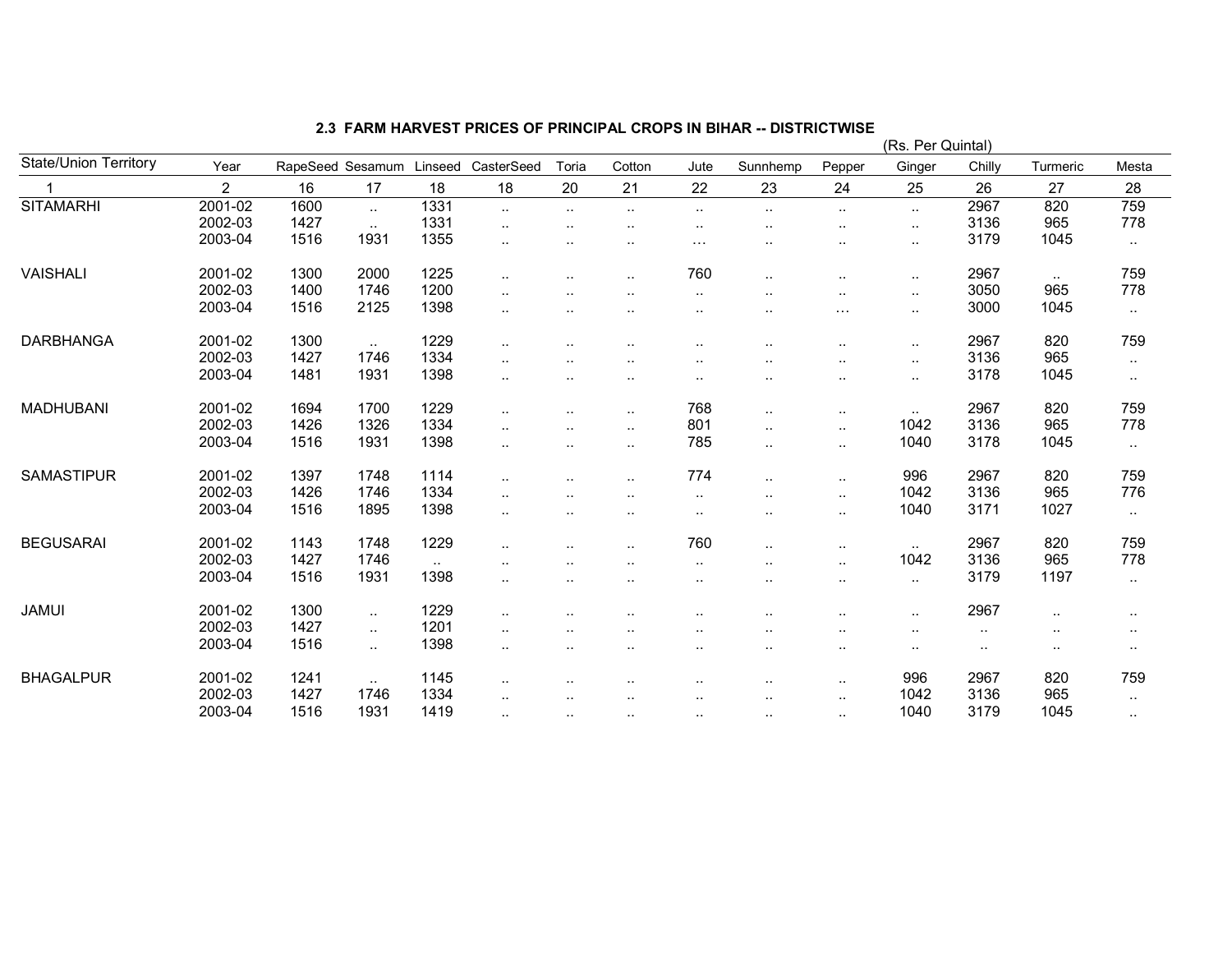## 2.3 FARM HARVEST PRICES OF PRINCIPAL CROPS IN BIHAR -- DISTRICTWISE

(Rs. Per Quintal)

| State/Union Territory | Year | RapeSeed | Sesamum | Linseed | CasterSeed | Toria | Cotton | Jute | Sunnhemp | Pepper | Ginger | Chilly | Turmeric | Mesta |
|---|---|---|---|---|---|---|---|---|---|---|---|---|---|---|
| 1 | 2 | 16 | 17 | 18 | 18 | 20 | 21 | 22 | 23 | 24 | 25 | 26 | 27 | 28 |
| SITAMARHI | 2001-02 | 1600 | .. | 1331 | .. | .. | .. | .. | .. | .. | .. | 2967 | 820 | 759 |
| | 2002-03 | 1427 | .. | 1331 | .. | .. | .. | .. | .. | .. | .. | 3136 | 965 | 778 |
| | 2003-04 | 1516 | 1931 | 1355 | .. | .. | .. | ... | .. | .. | .. | 3179 | 1045 | .. |
| VAISHALI | 2001-02 | 1300 | 2000 | 1225 | .. | .. | .. | 760 | .. | .. | .. | 2967 | .. | 759 |
| | 2002-03 | 1400 | 1746 | 1200 | .. | .. | .. | .. | .. | .. | .. | 3050 | 965 | 778 |
| | 2003-04 | 1516 | 2125 | 1398 | .. | .. | .. | .. | .. | ... | .. | 3000 | 1045 | .. |
| DARBHANGA | 2001-02 | 1300 | .. | 1229 | .. | .. | .. | .. | .. | .. | .. | 2967 | 820 | 759 |
| | 2002-03 | 1427 | 1746 | 1334 | .. | .. | .. | .. | .. | .. | .. | 3136 | 965 | .. |
| | 2003-04 | 1481 | 1931 | 1398 | .. | .. | .. | .. | .. | .. | .. | 3178 | 1045 | .. |
| MADHUBANI | 2001-02 | 1694 | 1700 | 1229 | .. | .. | .. | 768 | .. | .. | .. | 2967 | 820 | 759 |
| | 2002-03 | 1426 | 1326 | 1334 | .. | .. | .. | 801 | .. | .. | 1042 | 3136 | 965 | 778 |
| | 2003-04 | 1516 | 1931 | 1398 | .. | .. | .. | 785 | .. | .. | 1040 | 3178 | 1045 | .. |
| SAMASTIPUR | 2001-02 | 1397 | 1748 | 1114 | .. | .. | .. | 774 | .. | .. | 996 | 2967 | 820 | 759 |
| | 2002-03 | 1426 | 1746 | 1334 | .. | .. | .. | .. | .. | .. | 1042 | 3136 | 965 | 776 |
| | 2003-04 | 1516 | 1895 | 1398 | .. | .. | .. | .. | .. | .. | 1040 | 3171 | 1027 | .. |
| BEGUSARAI | 2001-02 | 1143 | 1748 | 1229 | .. | .. | .. | 760 | .. | .. | .. | 2967 | 820 | 759 |
| | 2002-03 | 1427 | 1746 | .. | .. | .. | .. | .. | .. | .. | 1042 | 3136 | 965 | 778 |
| | 2003-04 | 1516 | 1931 | 1398 | .. | .. | .. | .. | .. | .. | .. | 3179 | 1197 | .. |
| JAMUI | 2001-02 | 1300 | .. | 1229 | .. | .. | .. | .. | .. | .. | .. | 2967 | .. | .. |
| | 2002-03 | 1427 | .. | 1201 | .. | .. | .. | .. | .. | .. | .. | .. | .. | .. |
| | 2003-04 | 1516 | .. | 1398 | .. | .. | .. | .. | .. | .. | .. | .. | .. | .. |
| BHAGALPUR | 2001-02 | 1241 | .. | 1145 | .. | .. | .. | .. | .. | .. | 996 | 2967 | 820 | 759 |
| | 2002-03 | 1427 | 1746 | 1334 | .. | .. | .. | .. | .. | .. | 1042 | 3136 | 965 | .. |
| | 2003-04 | 1516 | 1931 | 1419 | .. | .. | .. | .. | .. | .. | 1040 | 3179 | 1045 | .. |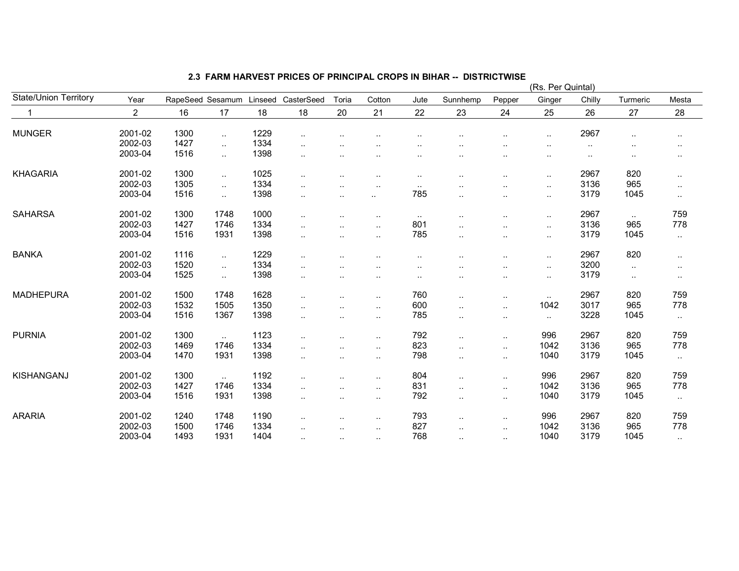## 2.3 FARM HARVEST PRICES OF PRINCIPAL CROPS IN BIHAR -- DISTRICTWISE

(Rs. Per Quintal)

| State/Union Territory | Year | RapeSeed | Sesamum | Linseed | CasterSeed | Toria | Cotton | Jute | Sunnhemp | Pepper | Ginger | Chilly | Turmeric | Mesta |
|---|---|---|---|---|---|---|---|---|---|---|---|---|---|---|
| 1 | 2 | 16 | 17 | 18 | 18 | 20 | 21 | 22 | 23 | 24 | 25 | 26 | 27 | 28 |
| MUNGER | 2001-02 | 1300 | .. | 1229 | .. | .. | .. | .. | .. | .. | .. | 2967 | .. | .. |
| | 2002-03 | 1427 | .. | 1334 | .. | .. | .. | .. | .. | .. | .. | .. | .. | .. |
| | 2003-04 | 1516 | .. | 1398 | .. | .. | .. | .. | .. | .. | .. | .. | .. | .. |
| KHAGARIA | 2001-02 | 1300 | .. | 1025 | .. | .. | .. | .. | .. | .. | .. | 2967 | 820 | .. |
| | 2002-03 | 1305 | .. | 1334 | .. | .. | .. | .. | .. | .. | .. | 3136 | 965 | .. |
| | 2003-04 | 1516 | .. | 1398 | .. | .. | .. | 785 | .. | .. | .. | 3179 | 1045 | .. |
| SAHARSA | 2001-02 | 1300 | 1748 | 1000 | .. | .. | .. | .. | .. | .. | .. | 2967 | .. | 759 |
| | 2002-03 | 1427 | 1746 | 1334 | .. | .. | .. | 801 | .. | .. | .. | 3136 | 965 | 778 |
| | 2003-04 | 1516 | 1931 | 1398 | .. | .. | .. | 785 | .. | .. | .. | 3179 | 1045 | .. |
| BANKA | 2001-02 | 1116 | .. | 1229 | .. | .. | .. | .. | .. | .. | .. | 2967 | 820 | .. |
| | 2002-03 | 1520 | .. | 1334 | .. | .. | .. | .. | .. | .. | .. | 3200 | .. | .. |
| | 2003-04 | 1525 | .. | 1398 | .. | .. | .. | .. | .. | .. | .. | 3179 | .. | .. |
| MADHEPURA | 2001-02 | 1500 | 1748 | 1628 | .. | .. | .. | 760 | .. | .. | .. | 2967 | 820 | 759 |
| | 2002-03 | 1532 | 1505 | 1350 | .. | .. | .. | 600 | .. | .. | 1042 | 3017 | 965 | 778 |
| | 2003-04 | 1516 | 1367 | 1398 | .. | .. | .. | 785 | .. | .. | .. | 3228 | 1045 | .. |
| PURNIA | 2001-02 | 1300 | .. | 1123 | .. | .. | .. | 792 | .. | .. | 996 | 2967 | 820 | 759 |
| | 2002-03 | 1469 | 1746 | 1334 | .. | .. | .. | 823 | .. | .. | 1042 | 3136 | 965 | 778 |
| | 2003-04 | 1470 | 1931 | 1398 | .. | .. | .. | 798 | .. | .. | 1040 | 3179 | 1045 | .. |
| KISHANGANJ | 2001-02 | 1300 | .. | 1192 | .. | .. | .. | 804 | .. | .. | 996 | 2967 | 820 | 759 |
| | 2002-03 | 1427 | 1746 | 1334 | .. | .. | .. | 831 | .. | .. | 1042 | 3136 | 965 | 778 |
| | 2003-04 | 1516 | 1931 | 1398 | .. | .. | .. | 792 | .. | .. | 1040 | 3179 | 1045 | .. |
| ARARIA | 2001-02 | 1240 | 1748 | 1190 | .. | .. | .. | 793 | .. | .. | 996 | 2967 | 820 | 759 |
| | 2002-03 | 1500 | 1746 | 1334 | .. | .. | .. | 827 | .. | .. | 1042 | 3136 | 965 | 778 |
| | 2003-04 | 1493 | 1931 | 1404 | .. | .. | .. | 768 | .. | .. | 1040 | 3179 | 1045 | .. |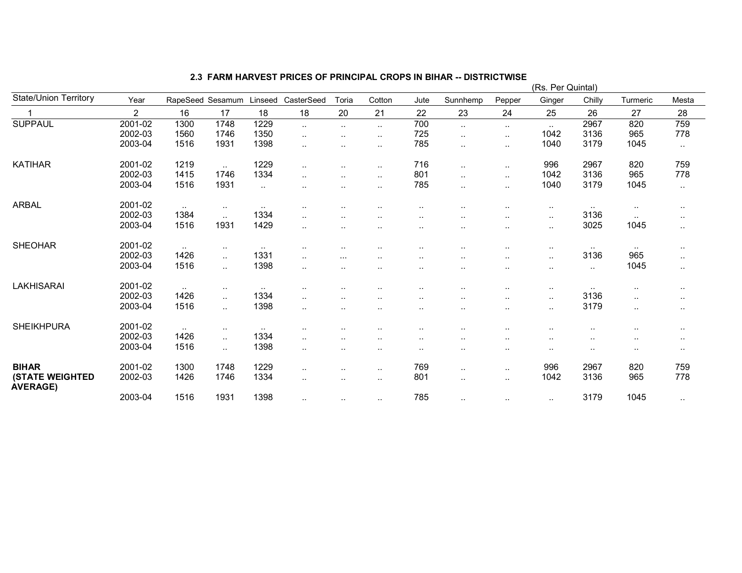## 2.3 FARM HARVEST PRICES OF PRINCIPAL CROPS IN BIHAR -- DISTRICTWISE

(Rs. Per Quintal)

| State/Union Territory | Year | RapeSeed | Sesamum | Linseed | CasterSeed | Toria | Cotton | Jute | Sunnhemp | Pepper | Ginger | Chilly | Turmeric | Mesta |
|---|---|---|---|---|---|---|---|---|---|---|---|---|---|---|
| 1 | 2 | 16 | 17 | 18 | 18 | 20 | 21 | 22 | 23 | 24 | 25 | 26 | 27 | 28 |
| SUPPAUL | 2001-02 | 1300 | 1748 | 1229 | .. | .. | .. | 700 | .. | .. | .. | 2967 | 820 | 759 |
| | 2002-03 | 1560 | 1746 | 1350 | .. | .. | .. | 725 | .. | .. | 1042 | 3136 | 965 | 778 |
| | 2003-04 | 1516 | 1931 | 1398 | .. | .. | .. | 785 | .. | .. | 1040 | 3179 | 1045 | .. |
| KATIHAR | 2001-02 | 1219 | .. | 1229 | .. | .. | .. | 716 | .. | .. | 996 | 2967 | 820 | 759 |
| | 2002-03 | 1415 | 1746 | 1334 | .. | .. | .. | 801 | .. | .. | 1042 | 3136 | 965 | 778 |
| | 2003-04 | 1516 | 1931 | .. | .. | .. | .. | 785 | .. | .. | 1040 | 3179 | 1045 | .. |
| ARBAL | 2001-02 | .. | .. | .. | .. | .. | .. | .. | .. | .. | .. | .. | .. | .. |
| | 2002-03 | 1384 | .. | 1334 | .. | .. | .. | .. | .. | .. | .. | 3136 | .. | .. |
| | 2003-04 | 1516 | 1931 | 1429 | .. | .. | .. | .. | .. | .. | .. | 3025 | 1045 | .. |
| SHEOHAR | 2001-02 | .. | .. | .. | .. | .. | .. | .. | .. | .. | .. | .. | .. | .. |
| | 2002-03 | 1426 | .. | 1331 | .. | ... | .. | .. | .. | .. | .. | 3136 | 965 | .. |
| | 2003-04 | 1516 | .. | 1398 | .. | .. | .. | .. | .. | .. | .. | .. | 1045 | .. |
| LAKHISARAI | 2001-02 | .. | .. | .. | .. | .. | .. | .. | .. | .. | .. | .. | .. | .. |
| | 2002-03 | 1426 | .. | 1334 | .. | .. | .. | .. | .. | .. | .. | 3136 | .. | .. |
| | 2003-04 | 1516 | .. | 1398 | .. | .. | .. | .. | .. | .. | .. | 3179 | .. | .. |
| SHEIKHPURA | 2001-02 | .. | .. | .. | .. | .. | .. | .. | .. | .. | .. | .. | .. | .. |
| | 2002-03 | 1426 | .. | 1334 | .. | .. | .. | .. | .. | .. | .. | .. | .. | .. |
| | 2003-04 | 1516 | .. | 1398 | .. | .. | .. | .. | .. | .. | .. | .. | .. | .. |
| **BIHAR (STATE WEIGHTED AVERAGE)** | 2001-02 | 1300 | 1748 | 1229 | .. | .. | .. | 769 | .. | .. | 996 | 2967 | 820 | 759 |
| | 2002-03 | 1426 | 1746 | 1334 | .. | .. | .. | 801 | .. | .. | 1042 | 3136 | 965 | 778 |
| | 2003-04 | 1516 | 1931 | 1398 | .. | .. | .. | 785 | .. | .. | .. | 3179 | 1045 | .. |